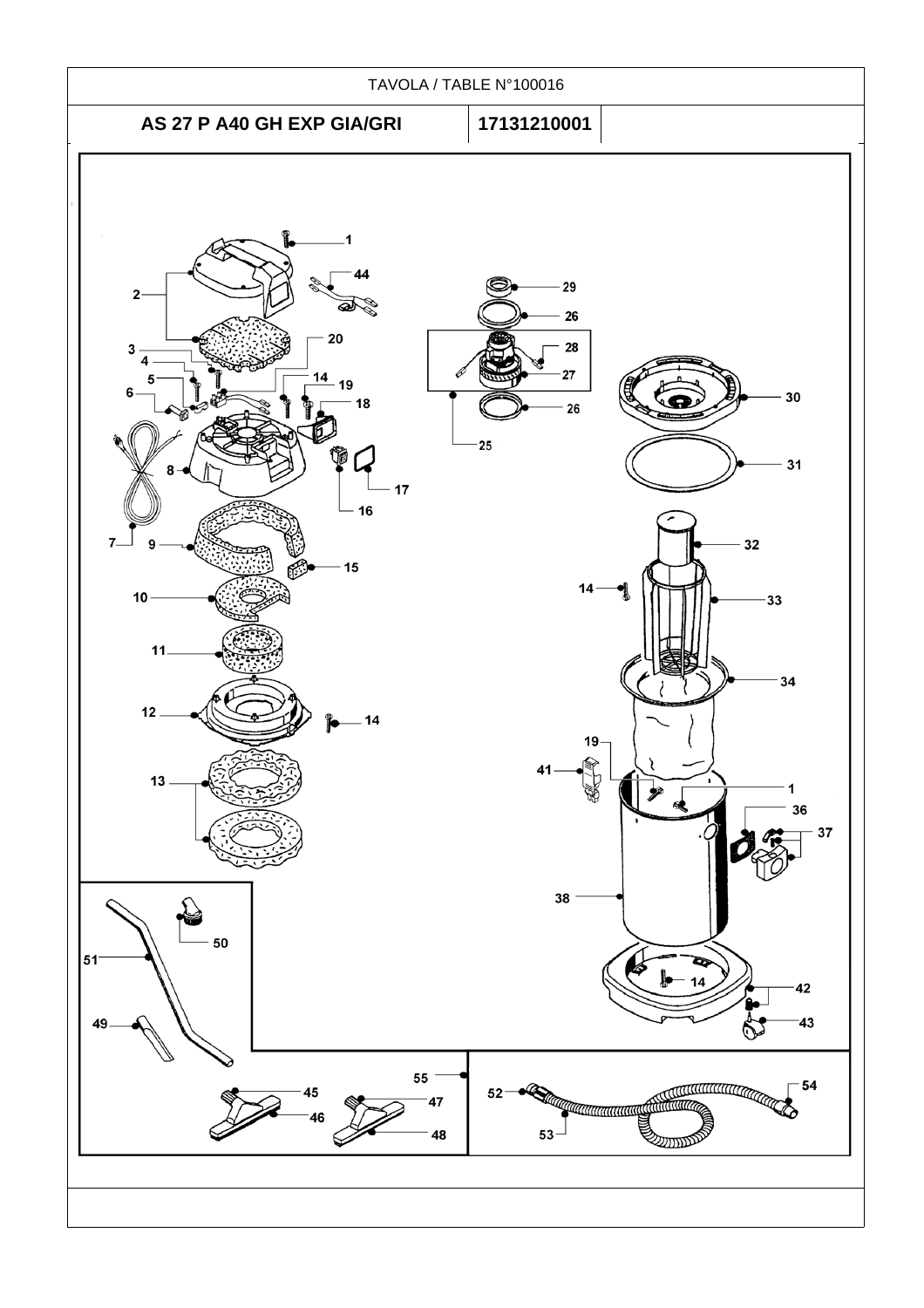TAVOLA / TABLE N°100016

| AS 27 P A40 GH EXP GIA/GRI | 17131210001 |
| --- | --- |

1

44

2

29

26

20

28

3

27

4

5

14

19

6

18

30

26

25

8

31

17

16

7

9

32

15

10

14

33

11

34

12

14

19

41

1

13

36

37

38

50

51

14

42

49

43

55

54

45

52

47

46

48

53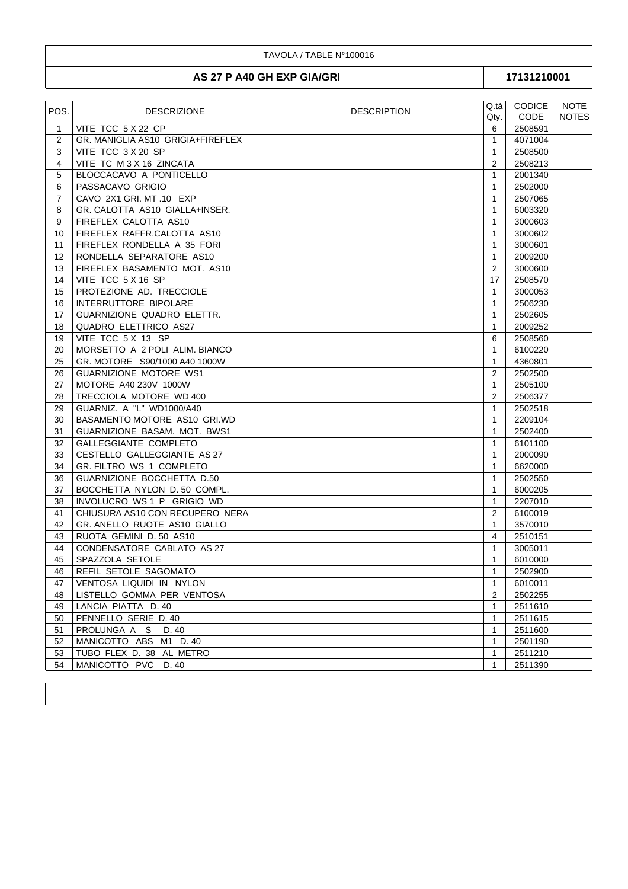TAVOLA / TABLE N°100016

**AS 27 P A40 GH EXP GIA/GRI** | **17131210001**

| POS. | DESCRIZIONE | DESCRIPTION | Q.tà Qty. | CODICE CODE | NOTE NOTES |
|---|---|---|---|---|---|
| 1 | VITE TCC 5 X 22 CP | | 6 | 2508591 | |
| 2 | GR. MANIGLIA AS10 GRIGIA+FIREFLEX | | 1 | 4071004 | |
| 3 | VITE TCC 3 X 20 SP | | 1 | 2508500 | |
| 4 | VITE TC M 3 X 16 ZINCATA | | 2 | 2508213 | |
| 5 | BLOCCACAVO A PONTICELLO | | 1 | 2001340 | |
| 6 | PASSACAVO GRIGIO | | 1 | 2502000 | |
| 7 | CAVO 2X1 GRI. MT .10 EXP | | 1 | 2507065 | |
| 8 | GR. CALOTTA AS10 GIALLA+INSER. | | 1 | 6003320 | |
| 9 | FIREFLEX CALOTTA AS10 | | 1 | 3000603 | |
| 10 | FIREFLEX RAFFR.CALOTTA AS10 | | 1 | 3000602 | |
| 11 | FIREFLEX RONDELLA A 35 FORI | | 1 | 3000601 | |
| 12 | RONDELLA SEPARATORE AS10 | | 1 | 2009200 | |
| 13 | FIREFLEX BASAMENTO MOT. AS10 | | 2 | 3000600 | |
| 14 | VITE TCC 5 X 16 SP | | 17 | 2508570 | |
| 15 | PROTEZIONE AD. TRECCIOLE | | 1 | 3000053 | |
| 16 | INTERRUTTORE BIPOLARE | | 1 | 2506230 | |
| 17 | GUARNIZIONE QUADRO ELETTR. | | 1 | 2502605 | |
| 18 | QUADRO ELETTRICO AS27 | | 1 | 2009252 | |
| 19 | VITE TCC 5 X 13 SP | | 6 | 2508560 | |
| 20 | MORSETTO A 2 POLI ALIM. BIANCO | | 1 | 6100220 | |
| 25 | GR. MOTORE S90/1000 A40 1000W | | 1 | 4360801 | |
| 26 | GUARNIZIONE MOTORE WS1 | | 2 | 2502500 | |
| 27 | MOTORE A40 230V 1000W | | 1 | 2505100 | |
| 28 | TRECCIOLA MOTORE WD 400 | | 2 | 2506377 | |
| 29 | GUARNIZ. A "L" WD1000/A40 | | 1 | 2502518 | |
| 30 | BASAMENTO MOTORE AS10 GRI.WD | | 1 | 2209104 | |
| 31 | GUARNIZIONE BASAM. MOT. BWS1 | | 1 | 2502400 | |
| 32 | GALLEGGIANTE COMPLETO | | 1 | 6101100 | |
| 33 | CESTELLO GALLEGGIANTE AS 27 | | 1 | 2000090 | |
| 34 | GR. FILTRO WS 1 COMPLETO | | 1 | 6620000 | |
| 36 | GUARNIZIONE BOCCHETTA D.50 | | 1 | 2502550 | |
| 37 | BOCCHETTA NYLON D. 50 COMPL. | | 1 | 6000205 | |
| 38 | INVOLUCRO WS 1 P GRIGIO WD | | 1 | 2207010 | |
| 41 | CHIUSURA AS10 CON RECUPERO NERA | | 2 | 6100019 | |
| 42 | GR. ANELLO RUOTE AS10 GIALLO | | 1 | 3570010 | |
| 43 | RUOTA GEMINI D. 50 AS10 | | 4 | 2510151 | |
| 44 | CONDENSATORE CABLATO AS 27 | | 1 | 3005011 | |
| 45 | SPAZZOLA SETOLE | | 1 | 6010000 | |
| 46 | REFIL SETOLE SAGOMATO | | 1 | 2502900 | |
| 47 | VENTOSA LIQUIDI IN NYLON | | 1 | 6010011 | |
| 48 | LISTELLO GOMMA PER VENTOSA | | 2 | 2502255 | |
| 49 | LANCIA PIATTA D. 40 | | 1 | 2511610 | |
| 50 | PENNELLO SERIE D. 40 | | 1 | 2511615 | |
| 51 | PROLUNGA A S D. 40 | | 1 | 2511600 | |
| 52 | MANICOTTO ABS M1 D. 40 | | 1 | 2501190 | |
| 53 | TUBO FLEX D. 38 AL METRO | | 1 | 2511210 | |
| 54 | MANICOTTO PVC D. 40 | | 1 | 2511390 | |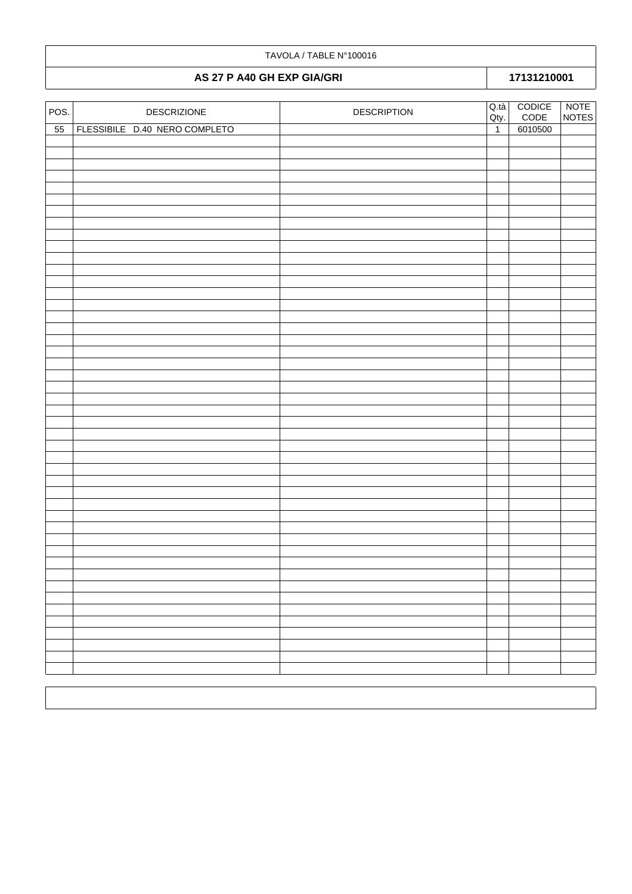TAVOLA / TABLE N°100016

| AS 27 P A40 GH EXP GIA/GRI | 17131210001 |
|---|---|

| POS. | DESCRIZIONE | DESCRIPTION | Q.tà Qty. | CODICE CODE | NOTE NOTES |
|---|---|---|---|---|---|
| 55 | FLESSIBILE D.40 NERO COMPLETO | | 1 | 6010500 | |